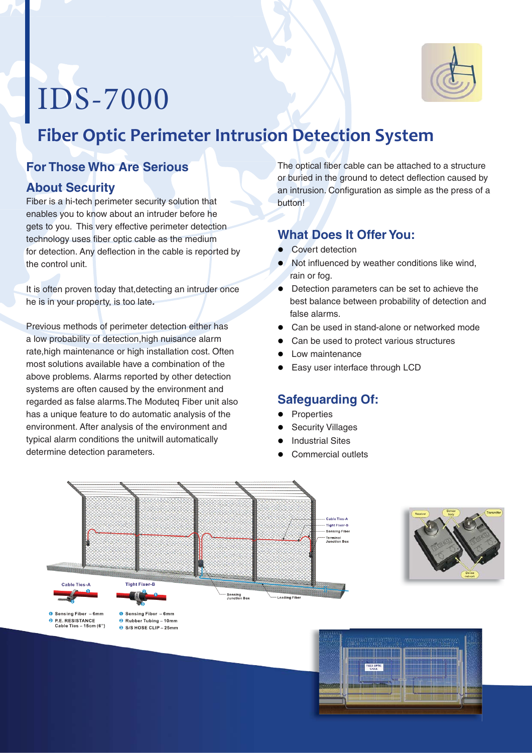# IDS-7000

## Fiber Optic Perimeter Intrusion Detection System

### For Those Who Are Serious About Security

Fiber is a hi-tech perimeter security solution that enables you to know about an intruder before he gets to you. This very effective perimeter detection technology uses fiber optic cable as the medium for detection. Any deflection in the cable is reported by the control unit.

It is often proven today that,detecting an intruder once he is in your property, is too late.

Previous methods of perimeter detection either has a low probability of detection,high nuisance alarm rate,high maintenance or high installation cost. Often most solutions available have a combination of the above problems. Alarms reported by other detection systems are often caused by the environment and regarded as false alarms.The Moduteq Fiber unit also has a unique feature to do automatic analysis of the environment. After analysis of the environment and typical alarm conditions the unitwill automatically determine detection parameters.

The optical fiber cable can be attached to a structure or buried in the ground to detect deflection caused by an intrusion. Configuration as simple as the press of a button!

### What Does It Offer You:

- Covert detection
- Not influenced by weather conditions like wind, rain or fog.
- Detection parameters can be set to achieve the best balance between probability of detection and false alarms.
- Can be used in stand-alone or networked mode
- Can be used to protect various structures
- Low maintenance
- Easy user interface through LCD

### Safeguarding Of:

- Properties
- Security Villages
- Industrial Sites
- Commercial outlets

Cable Ties-A
Tight Fixer-B
Sensing Fiber
Terminal Junction Box
Sensing Junction Box
Leading Fiber

Cable Ties-A
1. Sensing Fiber – 6mm
2. P.E. RESISTANCE Cable Ties – 15cm (6")

Tight Fixer-B
1. Sensing Fiber – 6mm
2. Rubber Tubing – 10mm
3. S/S HOSE CLIP – 25mm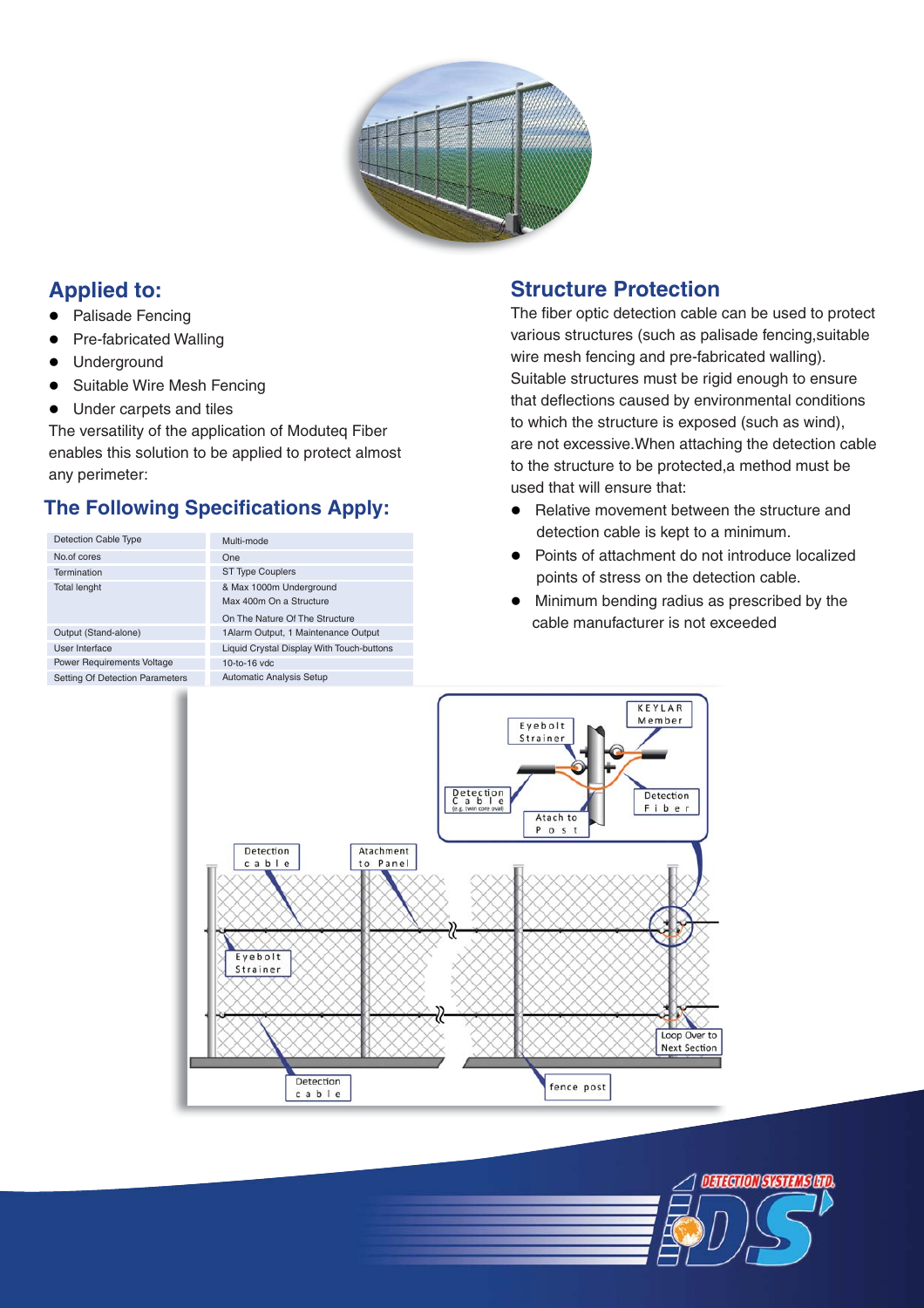## Applied to:

- Palisade Fencing
- Pre-fabricated Walling
- Underground
- Suitable Wire Mesh Fencing
- Under carpets and tiles

The versatility of the application of Moduteq Fiber enables this solution to be applied to protect almost any perimeter:

## The Following Specifications Apply:

| | |
|---|---|
| Detection Cable Type | Multi-mode |
| No.of cores | One |
| Termination | ST Type Couplers |
| Total lenght | & Max 1000m Underground<br>Max 400m On a Structure<br>On The Nature Of The Structure |
| Output (Stand-alone) | 1Alarm Output, 1 Maintenance Output |
| User Interface | Liquid Crystal Display With Touch-buttons |
| Power Requirements Voltage | 10-to-16 vdc |
| Setting Of Detection Parameters | Automatic Analysis Setup |

## Structure Protection

The fiber optic detection cable can be used to protect various structures (such as palisade fencing,suitable wire mesh fencing and pre-fabricated walling). Suitable structures must be rigid enough to ensure that deflections caused by environmental conditions to which the structure is exposed (such as wind), are not excessive.When attaching the detection cable to the structure to be protected,a method must be used that will ensure that:

- Relative movement between the structure and detection cable is kept to a minimum.
- Points of attachment do not introduce localized points of stress on the detection cable.
- Minimum bending radius as prescribed by the cable manufacturer is not exceeded

KEYLAR Member
Eyebolt Strainer
Detection Cable (e.g. twin core oval)
Atach to Post
Detection Fiber
Detection cable
Atachment to Panel
Eyebolt Strainer
Loop Over to Next Section
Detection cable
fence post

DETECTION SYSTEMS LTD.
IDS